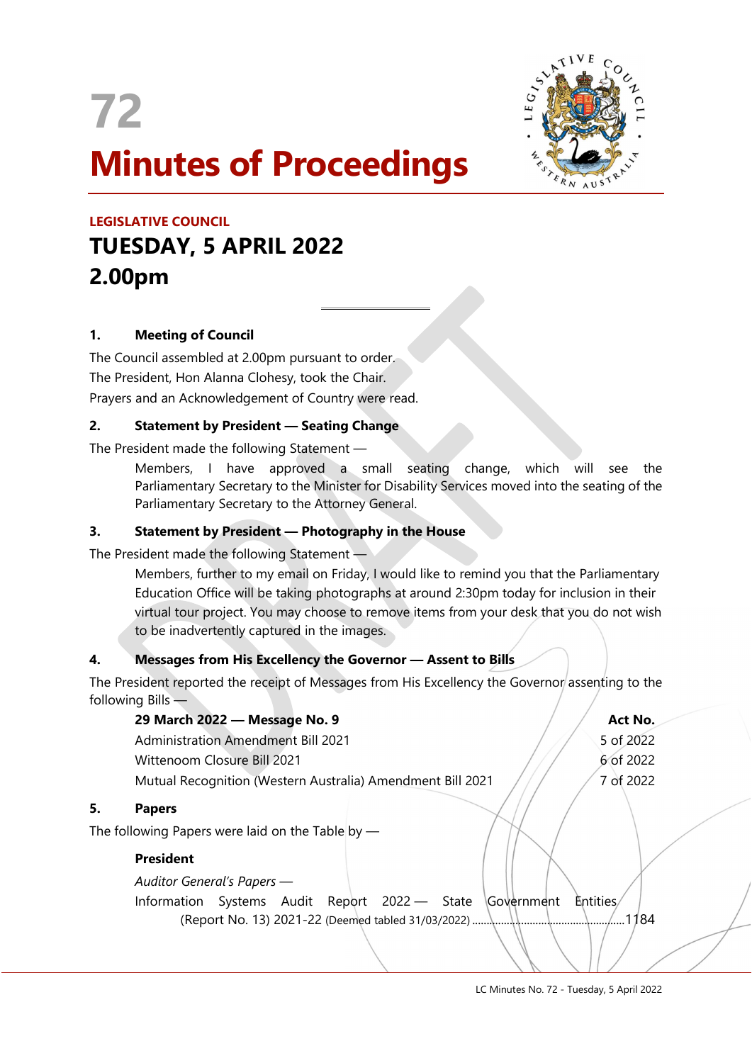# 72

# Minutes of Proceedings

**LEGISLATIVE COUNCIL**

## TUESDAY, 5 APRIL 2022
## 2.00pm

### 1. Meeting of Council

The Council assembled at 2.00pm pursuant to order.

The President, Hon Alanna Clohesy, took the Chair.

Prayers and an Acknowledgement of Country were read.

### 2. Statement by President — Seating Change

The President made the following Statement —

> Members, I have approved a small seating change, which will see the Parliamentary Secretary to the Minister for Disability Services moved into the seating of the Parliamentary Secretary to the Attorney General.

### 3. Statement by President — Photography in the House

The President made the following Statement —

> Members, further to my email on Friday, I would like to remind you that the Parliamentary Education Office will be taking photographs at around 2:30pm today for inclusion in their virtual tour project. You may choose to remove items from your desk that you do not wish to be inadvertently captured in the images.

### 4. Messages from His Excellency the Governor — Assent to Bills

The President reported the receipt of Messages from His Excellency the Governor assenting to the following Bills —

| 29 March 2022 — Message No. 9 | Act No. |
|---|---|
| Administration Amendment Bill 2021 | 5 of 2022 |
| Wittenoom Closure Bill 2021 | 6 of 2022 |
| Mutual Recognition (Western Australia) Amendment Bill 2021 | 7 of 2022 |

### 5. Papers

The following Papers were laid on the Table by —

**President**

*Auditor General's Papers* —

Information Systems Audit Report 2022 — State Government Entities (Report No. 13) 2021-22 (Deemed tabled 31/03/2022) ....................1184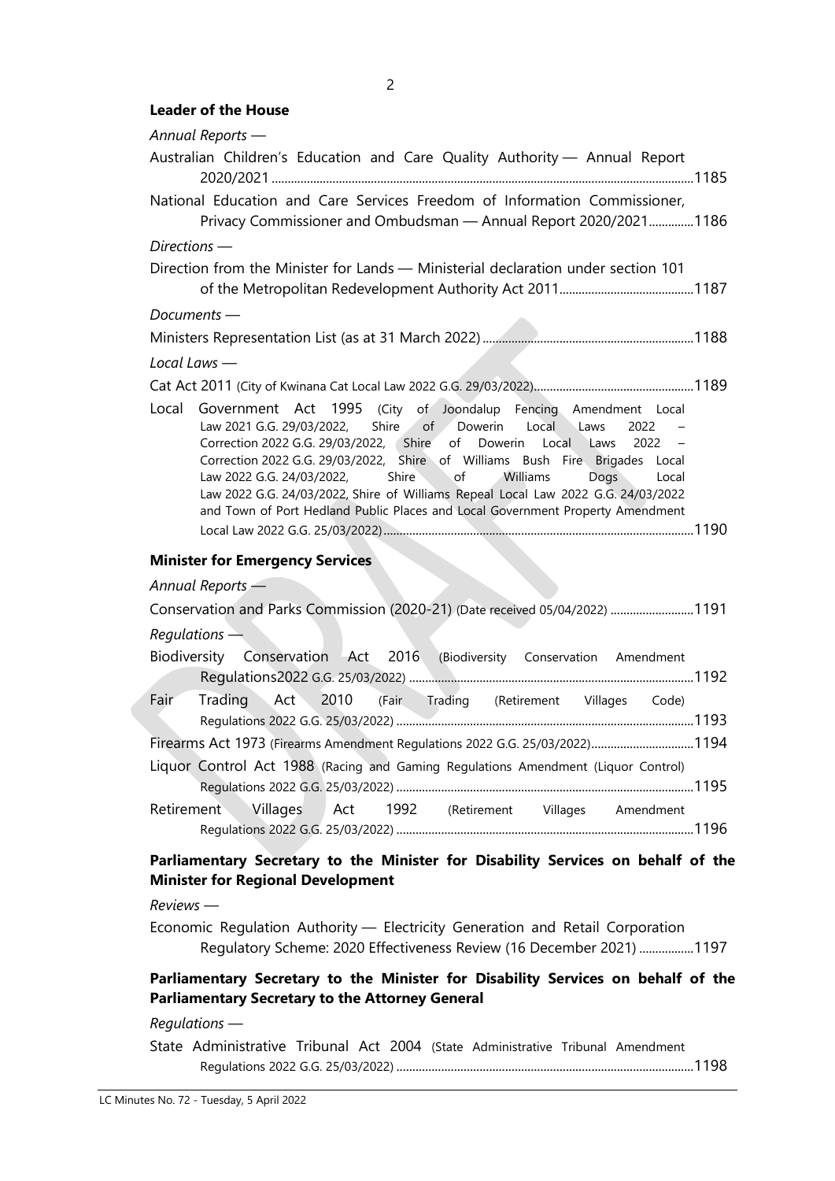**Leader of the House**

*Annual Reports —*

Australian Children's Education and Care Quality Authority — Annual Report 2020/2021 ........ 1185

National Education and Care Services Freedom of Information Commissioner, Privacy Commissioner and Ombudsman — Annual Report 2020/2021 ........ 1186

*Directions —*

Direction from the Minister for Lands — Ministerial declaration under section 101 of the Metropolitan Redevelopment Authority Act 2011 ........ 1187

*Documents —*

Ministers Representation List (as at 31 March 2022) ........ 1188

*Local Laws —*

Cat Act 2011 (City of Kwinana Cat Local Law 2022 G.G. 29/03/2022) ........ 1189

Local Government Act 1995 (City of Joondalup Fencing Amendment Local Law 2021 G.G. 29/03/2022, Shire of Dowerin Local Laws 2022 – Correction 2022 G.G. 29/03/2022, Shire of Dowerin Local Laws 2022 – Correction 2022 G.G. 29/03/2022, Shire of Williams Bush Fire Brigades Local Law 2022 G.G. 24/03/2022, Shire of Williams Dogs Local Law 2022 G.G. 24/03/2022, Shire of Williams Repeal Local Law 2022 G.G. 24/03/2022 and Town of Port Hedland Public Places and Local Government Property Amendment Local Law 2022 G.G. 25/03/2022) ........ 1190

**Minister for Emergency Services**

*Annual Reports —*

Conservation and Parks Commission (2020-21) (Date received 05/04/2022) ........ 1191

*Regulations —*

Biodiversity Conservation Act 2016 (Biodiversity Conservation Amendment Regulations2022 G.G. 25/03/2022) ........ 1192

Fair Trading Act 2010 (Fair Trading (Retirement Villages Code) Regulations 2022 G.G. 25/03/2022) ........ 1193

Firearms Act 1973 (Firearms Amendment Regulations 2022 G.G. 25/03/2022) ........ 1194

Liquor Control Act 1988 (Racing and Gaming Regulations Amendment (Liquor Control) Regulations 2022 G.G. 25/03/2022) ........ 1195

Retirement Villages Act 1992 (Retirement Villages Amendment Regulations 2022 G.G. 25/03/2022) ........ 1196

**Parliamentary Secretary to the Minister for Disability Services on behalf of the Minister for Regional Development**

*Reviews —*

Economic Regulation Authority — Electricity Generation and Retail Corporation Regulatory Scheme: 2020 Effectiveness Review (16 December 2021) ........ 1197

**Parliamentary Secretary to the Minister for Disability Services on behalf of the Parliamentary Secretary to the Attorney General**

*Regulations —*

State Administrative Tribunal Act 2004 (State Administrative Tribunal Amendment Regulations 2022 G.G. 25/03/2022) ........ 1198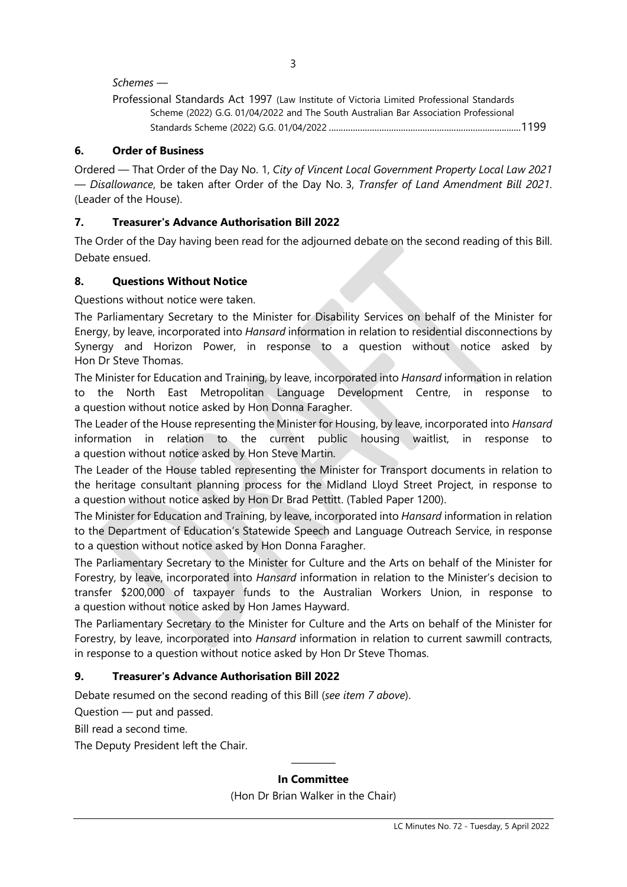*Schemes* —

Professional Standards Act 1997 (Law Institute of Victoria Limited Professional Standards Scheme (2022) G.G. 01/04/2022 and The South Australian Bar Association Professional Standards Scheme (2022) G.G. 01/04/2022 ............................................................................1199

## 6. Order of Business

Ordered — That Order of the Day No. 1, *City of Vincent Local Government Property Local Law 2021 — Disallowance*, be taken after Order of the Day No. 3, *Transfer of Land Amendment Bill 2021*. (Leader of the House).

## 7. Treasurer's Advance Authorisation Bill 2022

The Order of the Day having been read for the adjourned debate on the second reading of this Bill.

Debate ensued.

## 8. Questions Without Notice

Questions without notice were taken.

The Parliamentary Secretary to the Minister for Disability Services on behalf of the Minister for Energy, by leave, incorporated into *Hansard* information in relation to residential disconnections by Synergy and Horizon Power, in response to a question without notice asked by Hon Dr Steve Thomas.

The Minister for Education and Training, by leave, incorporated into *Hansard* information in relation to the North East Metropolitan Language Development Centre, in response to a question without notice asked by Hon Donna Faragher.

The Leader of the House representing the Minister for Housing, by leave, incorporated into *Hansard* information in relation to the current public housing waitlist, in response to a question without notice asked by Hon Steve Martin.

The Leader of the House tabled representing the Minister for Transport documents in relation to the heritage consultant planning process for the Midland Lloyd Street Project, in response to a question without notice asked by Hon Dr Brad Pettitt. (Tabled Paper 1200).

The Minister for Education and Training, by leave, incorporated into *Hansard* information in relation to the Department of Education's Statewide Speech and Language Outreach Service, in response to a question without notice asked by Hon Donna Faragher.

The Parliamentary Secretary to the Minister for Culture and the Arts on behalf of the Minister for Forestry, by leave, incorporated into *Hansard* information in relation to the Minister's decision to transfer $200,000 of taxpayer funds to the Australian Workers Union, in response to a question without notice asked by Hon James Hayward.

The Parliamentary Secretary to the Minister for Culture and the Arts on behalf of the Minister for Forestry, by leave, incorporated into *Hansard* information in relation to current sawmill contracts, in response to a question without notice asked by Hon Dr Steve Thomas.

## 9. Treasurer's Advance Authorisation Bill 2022

Debate resumed on the second reading of this Bill (*see item 7 above*).

Question — put and passed.

Bill read a second time.

The Deputy President left the Chair.

---

**In Committee**

(Hon Dr Brian Walker in the Chair)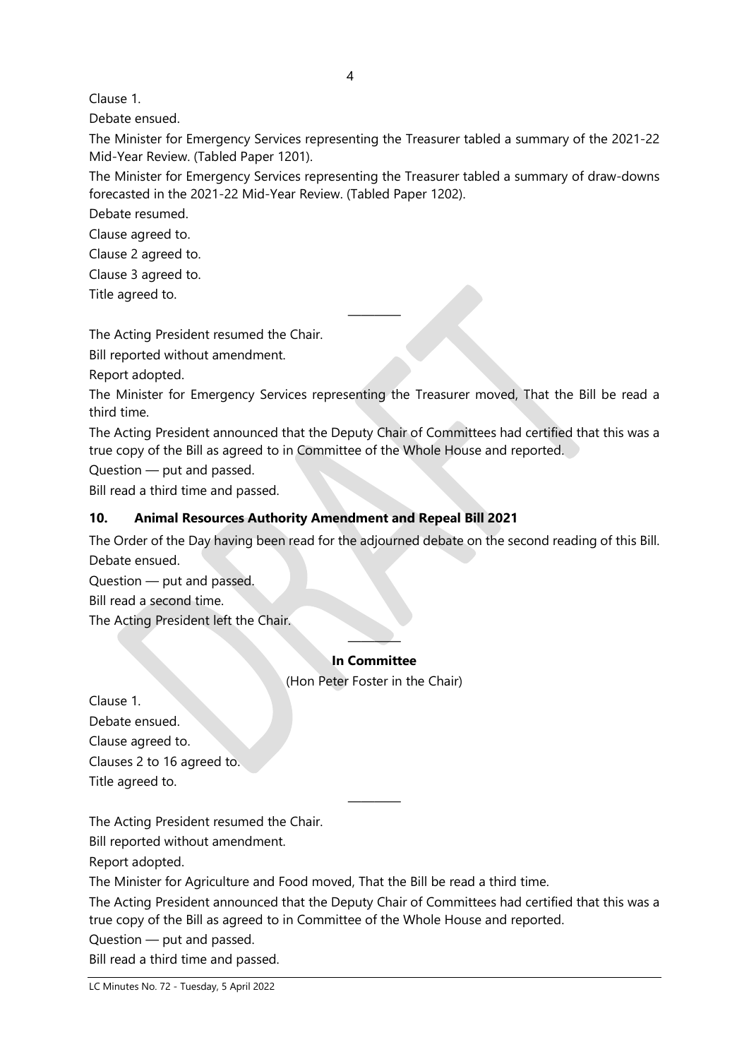Clause 1.

Debate ensued.

The Minister for Emergency Services representing the Treasurer tabled a summary of the 2021-22 Mid-Year Review. (Tabled Paper 1201).

The Minister for Emergency Services representing the Treasurer tabled a summary of draw-downs forecasted in the 2021-22 Mid-Year Review. (Tabled Paper 1202).

Debate resumed.

Clause agreed to.

Clause 2 agreed to.

Clause 3 agreed to.

Title agreed to.

---

The Acting President resumed the Chair.

Bill reported without amendment.

Report adopted.

The Minister for Emergency Services representing the Treasurer moved, That the Bill be read a third time.

The Acting President announced that the Deputy Chair of Committees had certified that this was a true copy of the Bill as agreed to in Committee of the Whole House and reported.

Question — put and passed.

Bill read a third time and passed.

### 10. Animal Resources Authority Amendment and Repeal Bill 2021

The Order of the Day having been read for the adjourned debate on the second reading of this Bill.

Debate ensued.

Question — put and passed.

Bill read a second time.

The Acting President left the Chair.

---

**In Committee**

(Hon Peter Foster in the Chair)

Clause 1.

Debate ensued.

Clause agreed to.

Clauses 2 to 16 agreed to.

Title agreed to.

---

The Acting President resumed the Chair.

Bill reported without amendment.

Report adopted.

The Minister for Agriculture and Food moved, That the Bill be read a third time.

The Acting President announced that the Deputy Chair of Committees had certified that this was a true copy of the Bill as agreed to in Committee of the Whole House and reported.

Question — put and passed.

Bill read a third time and passed.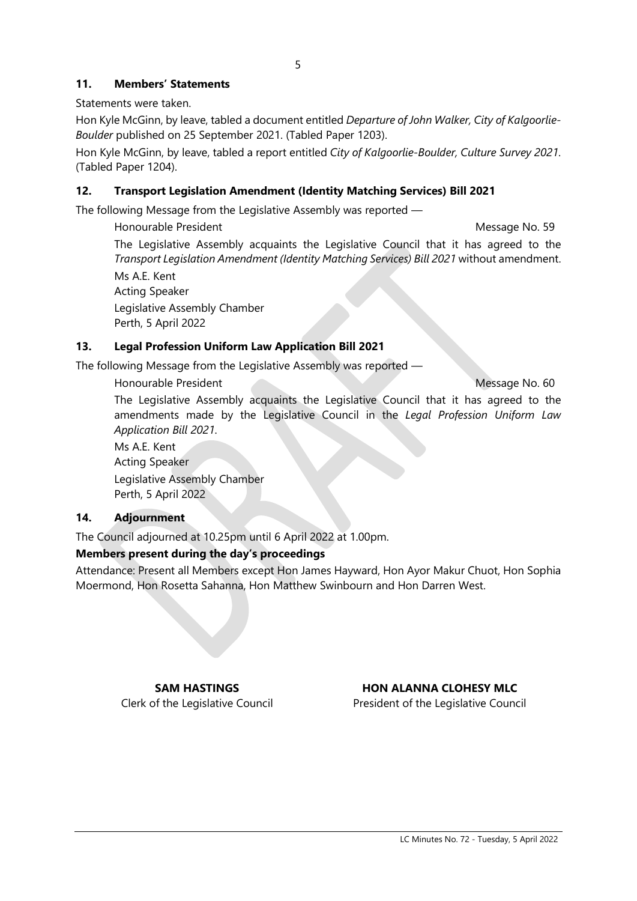## 11. Members' Statements

Statements were taken.

Hon Kyle McGinn, by leave, tabled a document entitled *Departure of John Walker, City of Kalgoorlie-Boulder* published on 25 September 2021. (Tabled Paper 1203).

Hon Kyle McGinn, by leave, tabled a report entitled *City of Kalgoorlie-Boulder, Culture Survey 2021*. (Tabled Paper 1204).

## 12. Transport Legislation Amendment (Identity Matching Services) Bill 2021

The following Message from the Legislative Assembly was reported —

> Honourable President — Message No. 59
>
> The Legislative Assembly acquaints the Legislative Council that it has agreed to the *Transport Legislation Amendment (Identity Matching Services) Bill 2021* without amendment.
>
> Ms A.E. Kent
> Acting Speaker
> Legislative Assembly Chamber
> Perth, 5 April 2022

## 13. Legal Profession Uniform Law Application Bill 2021

The following Message from the Legislative Assembly was reported —

> Honourable President — Message No. 60
>
> The Legislative Assembly acquaints the Legislative Council that it has agreed to the amendments made by the Legislative Council in the *Legal Profession Uniform Law Application Bill 2021*.
>
> Ms A.E. Kent
> Acting Speaker
> Legislative Assembly Chamber
> Perth, 5 April 2022

## 14. Adjournment

The Council adjourned at 10.25pm until 6 April 2022 at 1.00pm.

**Members present during the day's proceedings**

Attendance: Present all Members except Hon James Hayward, Hon Ayor Makur Chuot, Hon Sophia Moermond, Hon Rosetta Sahanna, Hon Matthew Swinbourn and Hon Darren West.

**SAM HASTINGS**
Clerk of the Legislative Council

**HON ALANNA CLOHESY MLC**
President of the Legislative Council